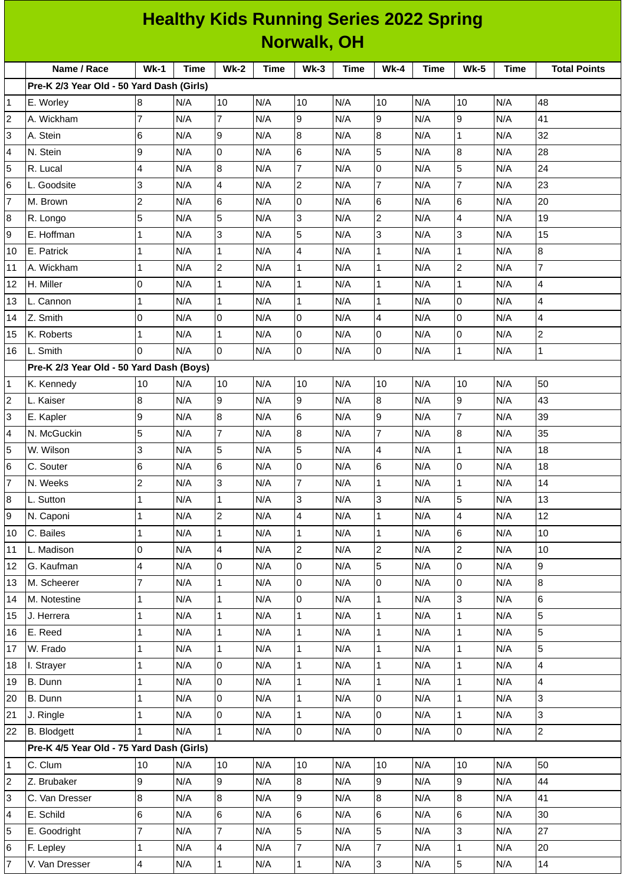# Healthy Kids Running Series 2022 Spring
## Norwalk, OH

| | Name / Race | Wk-1 | Time | Wk-2 | Time | Wk-3 | Time | Wk-4 | Time | Wk-5 | Time | Total Points |
|---|---|---|---|---|---|---|---|---|---|---|---|---|
| | **Pre-K 2/3 Year Old - 50 Yard Dash (Girls)** | | | | | | | | | | | |
| 1 | E. Worley | 8 | N/A | 10 | N/A | 10 | N/A | 10 | N/A | 10 | N/A | 48 |
| 2 | A. Wickham | 7 | N/A | 7 | N/A | 9 | N/A | 9 | N/A | 9 | N/A | 41 |
| 3 | A. Stein | 6 | N/A | 9 | N/A | 8 | N/A | 8 | N/A | 1 | N/A | 32 |
| 4 | N. Stein | 9 | N/A | 0 | N/A | 6 | N/A | 5 | N/A | 8 | N/A | 28 |
| 5 | R. Lucal | 4 | N/A | 8 | N/A | 7 | N/A | 0 | N/A | 5 | N/A | 24 |
| 6 | L. Goodsite | 3 | N/A | 4 | N/A | 2 | N/A | 7 | N/A | 7 | N/A | 23 |
| 7 | M. Brown | 2 | N/A | 6 | N/A | 0 | N/A | 6 | N/A | 6 | N/A | 20 |
| 8 | R. Longo | 5 | N/A | 5 | N/A | 3 | N/A | 2 | N/A | 4 | N/A | 19 |
| 9 | E. Hoffman | 1 | N/A | 3 | N/A | 5 | N/A | 3 | N/A | 3 | N/A | 15 |
| 10 | E. Patrick | 1 | N/A | 1 | N/A | 4 | N/A | 1 | N/A | 1 | N/A | 8 |
| 11 | A. Wickham | 1 | N/A | 2 | N/A | 1 | N/A | 1 | N/A | 2 | N/A | 7 |
| 12 | H. Miller | 0 | N/A | 1 | N/A | 1 | N/A | 1 | N/A | 1 | N/A | 4 |
| 13 | L. Cannon | 1 | N/A | 1 | N/A | 1 | N/A | 1 | N/A | 0 | N/A | 4 |
| 14 | Z. Smith | 0 | N/A | 0 | N/A | 0 | N/A | 4 | N/A | 0 | N/A | 4 |
| 15 | K. Roberts | 1 | N/A | 1 | N/A | 0 | N/A | 0 | N/A | 0 | N/A | 2 |
| 16 | L. Smith | 0 | N/A | 0 | N/A | 0 | N/A | 0 | N/A | 1 | N/A | 1 |
| | **Pre-K 2/3 Year Old - 50 Yard Dash (Boys)** | | | | | | | | | | | |
| 1 | K. Kennedy | 10 | N/A | 10 | N/A | 10 | N/A | 10 | N/A | 10 | N/A | 50 |
| 2 | L. Kaiser | 8 | N/A | 9 | N/A | 9 | N/A | 8 | N/A | 9 | N/A | 43 |
| 3 | E. Kapler | 9 | N/A | 8 | N/A | 6 | N/A | 9 | N/A | 7 | N/A | 39 |
| 4 | N. McGuckin | 5 | N/A | 7 | N/A | 8 | N/A | 7 | N/A | 8 | N/A | 35 |
| 5 | W. Wilson | 3 | N/A | 5 | N/A | 5 | N/A | 4 | N/A | 1 | N/A | 18 |
| 6 | C. Souter | 6 | N/A | 6 | N/A | 0 | N/A | 6 | N/A | 0 | N/A | 18 |
| 7 | N. Weeks | 2 | N/A | 3 | N/A | 7 | N/A | 1 | N/A | 1 | N/A | 14 |
| 8 | L. Sutton | 1 | N/A | 1 | N/A | 3 | N/A | 3 | N/A | 5 | N/A | 13 |
| 9 | N. Caponi | 1 | N/A | 2 | N/A | 4 | N/A | 1 | N/A | 4 | N/A | 12 |
| 10 | C. Bailes | 1 | N/A | 1 | N/A | 1 | N/A | 1 | N/A | 6 | N/A | 10 |
| 11 | L. Madison | 0 | N/A | 4 | N/A | 2 | N/A | 2 | N/A | 2 | N/A | 10 |
| 12 | G. Kaufman | 4 | N/A | 0 | N/A | 0 | N/A | 5 | N/A | 0 | N/A | 9 |
| 13 | M. Scheerer | 7 | N/A | 1 | N/A | 0 | N/A | 0 | N/A | 0 | N/A | 8 |
| 14 | M. Notestine | 1 | N/A | 1 | N/A | 0 | N/A | 1 | N/A | 3 | N/A | 6 |
| 15 | J. Herrera | 1 | N/A | 1 | N/A | 1 | N/A | 1 | N/A | 1 | N/A | 5 |
| 16 | E. Reed | 1 | N/A | 1 | N/A | 1 | N/A | 1 | N/A | 1 | N/A | 5 |
| 17 | W. Frado | 1 | N/A | 1 | N/A | 1 | N/A | 1 | N/A | 1 | N/A | 5 |
| 18 | I. Strayer | 1 | N/A | 0 | N/A | 1 | N/A | 1 | N/A | 1 | N/A | 4 |
| 19 | B. Dunn | 1 | N/A | 0 | N/A | 1 | N/A | 1 | N/A | 1 | N/A | 4 |
| 20 | B. Dunn | 1 | N/A | 0 | N/A | 1 | N/A | 0 | N/A | 1 | N/A | 3 |
| 21 | J. Ringle | 1 | N/A | 0 | N/A | 1 | N/A | 0 | N/A | 1 | N/A | 3 |
| 22 | B. Blodgett | 1 | N/A | 1 | N/A | 0 | N/A | 0 | N/A | 0 | N/A | 2 |
| | **Pre-K 4/5 Year Old - 75 Yard Dash (Girls)** | | | | | | | | | | | |
| 1 | C. Clum | 10 | N/A | 10 | N/A | 10 | N/A | 10 | N/A | 10 | N/A | 50 |
| 2 | Z. Brubaker | 9 | N/A | 9 | N/A | 8 | N/A | 9 | N/A | 9 | N/A | 44 |
| 3 | C. Van Dresser | 8 | N/A | 8 | N/A | 9 | N/A | 8 | N/A | 8 | N/A | 41 |
| 4 | E. Schild | 6 | N/A | 6 | N/A | 6 | N/A | 6 | N/A | 6 | N/A | 30 |
| 5 | E. Goodright | 7 | N/A | 7 | N/A | 5 | N/A | 5 | N/A | 3 | N/A | 27 |
| 6 | F. Lepley | 1 | N/A | 4 | N/A | 7 | N/A | 7 | N/A | 1 | N/A | 20 |
| 7 | V. Van Dresser | 4 | N/A | 1 | N/A | 1 | N/A | 3 | N/A | 5 | N/A | 14 |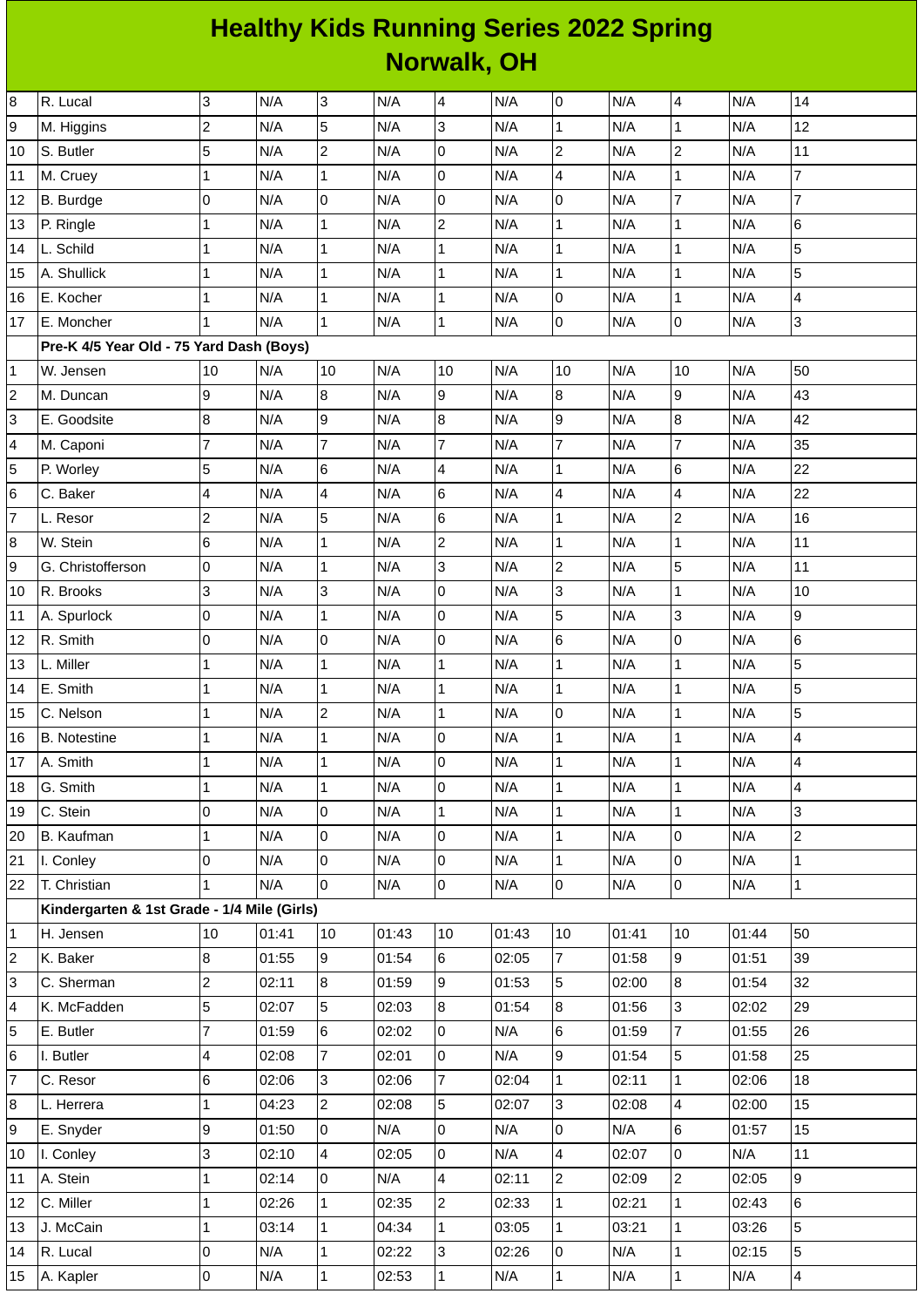# Healthy Kids Running Series 2022 Spring
## Norwalk, OH

| | | | | | | | | | | | | |
|---|---|---|---|---|---|---|---|---|---|---|---|---|
| 8 | R. Lucal | 3 | N/A | 3 | N/A | 4 | N/A | 0 | N/A | 4 | N/A | 14 |
| 9 | M. Higgins | 2 | N/A | 5 | N/A | 3 | N/A | 1 | N/A | 1 | N/A | 12 |
| 10 | S. Butler | 5 | N/A | 2 | N/A | 0 | N/A | 2 | N/A | 2 | N/A | 11 |
| 11 | M. Cruey | 1 | N/A | 1 | N/A | 0 | N/A | 4 | N/A | 1 | N/A | 7 |
| 12 | B. Burdge | 0 | N/A | 0 | N/A | 0 | N/A | 0 | N/A | 7 | N/A | 7 |
| 13 | P. Ringle | 1 | N/A | 1 | N/A | 2 | N/A | 1 | N/A | 1 | N/A | 6 |
| 14 | L. Schild | 1 | N/A | 1 | N/A | 1 | N/A | 1 | N/A | 1 | N/A | 5 |
| 15 | A. Shullick | 1 | N/A | 1 | N/A | 1 | N/A | 1 | N/A | 1 | N/A | 5 |
| 16 | E. Kocher | 1 | N/A | 1 | N/A | 1 | N/A | 0 | N/A | 1 | N/A | 4 |
| 17 | E. Moncher | 1 | N/A | 1 | N/A | 1 | N/A | 0 | N/A | 0 | N/A | 3 |
| | **Pre-K 4/5 Year Old - 75 Yard Dash (Boys)** | | | | | | | | | | | |
| 1 | W. Jensen | 10 | N/A | 10 | N/A | 10 | N/A | 10 | N/A | 10 | N/A | 50 |
| 2 | M. Duncan | 9 | N/A | 8 | N/A | 9 | N/A | 8 | N/A | 9 | N/A | 43 |
| 3 | E. Goodsite | 8 | N/A | 9 | N/A | 8 | N/A | 9 | N/A | 8 | N/A | 42 |
| 4 | M. Caponi | 7 | N/A | 7 | N/A | 7 | N/A | 7 | N/A | 7 | N/A | 35 |
| 5 | P. Worley | 5 | N/A | 6 | N/A | 4 | N/A | 1 | N/A | 6 | N/A | 22 |
| 6 | C. Baker | 4 | N/A | 4 | N/A | 6 | N/A | 4 | N/A | 4 | N/A | 22 |
| 7 | L. Resor | 2 | N/A | 5 | N/A | 6 | N/A | 1 | N/A | 2 | N/A | 16 |
| 8 | W. Stein | 6 | N/A | 1 | N/A | 2 | N/A | 1 | N/A | 1 | N/A | 11 |
| 9 | G. Christofferson | 0 | N/A | 1 | N/A | 3 | N/A | 2 | N/A | 5 | N/A | 11 |
| 10 | R. Brooks | 3 | N/A | 3 | N/A | 0 | N/A | 3 | N/A | 1 | N/A | 10 |
| 11 | A. Spurlock | 0 | N/A | 1 | N/A | 0 | N/A | 5 | N/A | 3 | N/A | 9 |
| 12 | R. Smith | 0 | N/A | 0 | N/A | 0 | N/A | 6 | N/A | 0 | N/A | 6 |
| 13 | L. Miller | 1 | N/A | 1 | N/A | 1 | N/A | 1 | N/A | 1 | N/A | 5 |
| 14 | E. Smith | 1 | N/A | 1 | N/A | 1 | N/A | 1 | N/A | 1 | N/A | 5 |
| 15 | C. Nelson | 1 | N/A | 2 | N/A | 1 | N/A | 0 | N/A | 1 | N/A | 5 |
| 16 | B. Notestine | 1 | N/A | 1 | N/A | 0 | N/A | 1 | N/A | 1 | N/A | 4 |
| 17 | A. Smith | 1 | N/A | 1 | N/A | 0 | N/A | 1 | N/A | 1 | N/A | 4 |
| 18 | G. Smith | 1 | N/A | 1 | N/A | 0 | N/A | 1 | N/A | 1 | N/A | 4 |
| 19 | C. Stein | 0 | N/A | 0 | N/A | 1 | N/A | 1 | N/A | 1 | N/A | 3 |
| 20 | B. Kaufman | 1 | N/A | 0 | N/A | 0 | N/A | 1 | N/A | 0 | N/A | 2 |
| 21 | I. Conley | 0 | N/A | 0 | N/A | 0 | N/A | 1 | N/A | 0 | N/A | 1 |
| 22 | T. Christian | 1 | N/A | 0 | N/A | 0 | N/A | 0 | N/A | 0 | N/A | 1 |
| | **Kindergarten & 1st Grade - 1/4 Mile (Girls)** | | | | | | | | | | | |
| 1 | H. Jensen | 10 | 01:41 | 10 | 01:43 | 10 | 01:43 | 10 | 01:41 | 10 | 01:44 | 50 |
| 2 | K. Baker | 8 | 01:55 | 9 | 01:54 | 6 | 02:05 | 7 | 01:58 | 9 | 01:51 | 39 |
| 3 | C. Sherman | 2 | 02:11 | 8 | 01:59 | 9 | 01:53 | 5 | 02:00 | 8 | 01:54 | 32 |
| 4 | K. McFadden | 5 | 02:07 | 5 | 02:03 | 8 | 01:54 | 8 | 01:56 | 3 | 02:02 | 29 |
| 5 | E. Butler | 7 | 01:59 | 6 | 02:02 | 0 | N/A | 6 | 01:59 | 7 | 01:55 | 26 |
| 6 | I. Butler | 4 | 02:08 | 7 | 02:01 | 0 | N/A | 9 | 01:54 | 5 | 01:58 | 25 |
| 7 | C. Resor | 6 | 02:06 | 3 | 02:06 | 7 | 02:04 | 1 | 02:11 | 1 | 02:06 | 18 |
| 8 | L. Herrera | 1 | 04:23 | 2 | 02:08 | 5 | 02:07 | 3 | 02:08 | 4 | 02:00 | 15 |
| 9 | E. Snyder | 9 | 01:50 | 0 | N/A | 0 | N/A | 0 | N/A | 6 | 01:57 | 15 |
| 10 | I. Conley | 3 | 02:10 | 4 | 02:05 | 0 | N/A | 4 | 02:07 | 0 | N/A | 11 |
| 11 | A. Stein | 1 | 02:14 | 0 | N/A | 4 | 02:11 | 2 | 02:09 | 2 | 02:05 | 9 |
| 12 | C. Miller | 1 | 02:26 | 1 | 02:35 | 2 | 02:33 | 1 | 02:21 | 1 | 02:43 | 6 |
| 13 | J. McCain | 1 | 03:14 | 1 | 04:34 | 1 | 03:05 | 1 | 03:21 | 1 | 03:26 | 5 |
| 14 | R. Lucal | 0 | N/A | 1 | 02:22 | 3 | 02:26 | 0 | N/A | 1 | 02:15 | 5 |
| 15 | A. Kapler | 0 | N/A | 1 | 02:53 | 1 | N/A | 1 | N/A | 1 | N/A | 4 |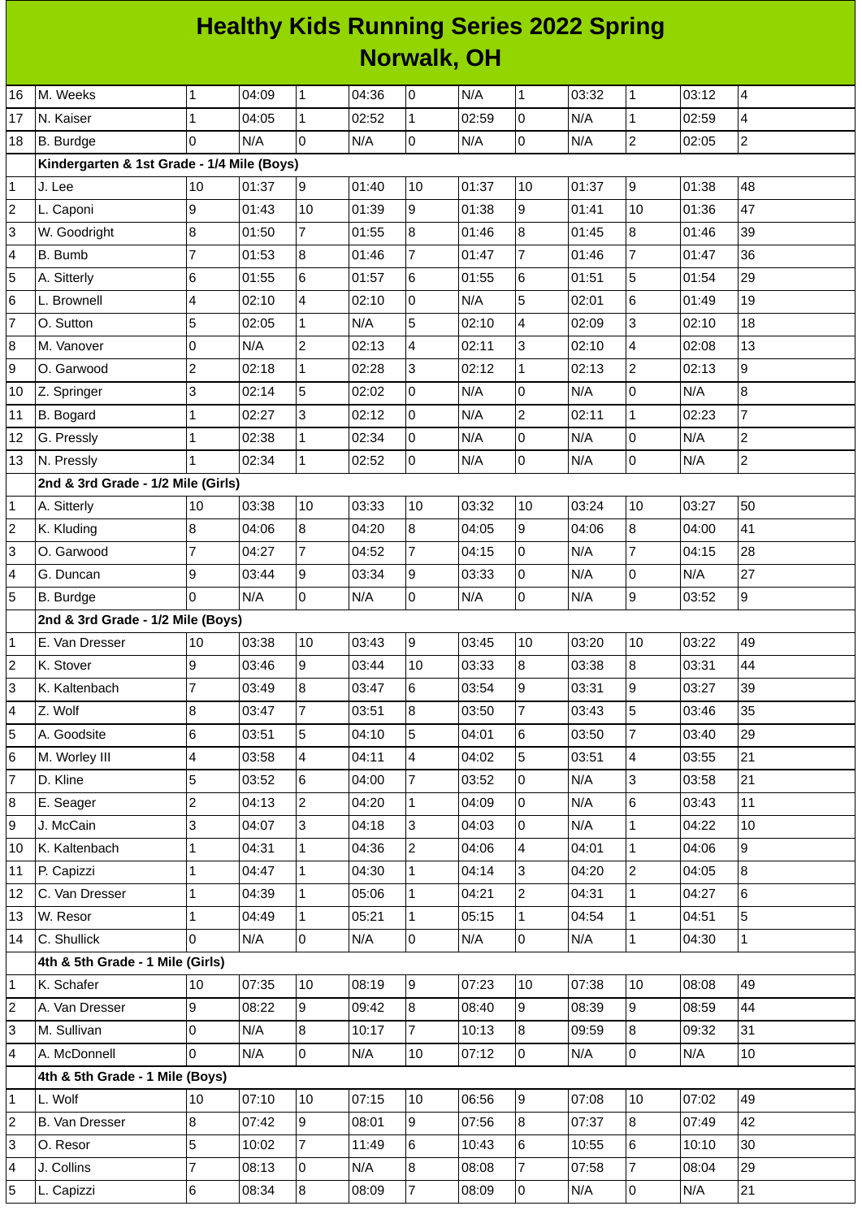# Healthy Kids Running Series 2022 Spring

## Norwalk, OH

| | | | | | | | | | | | | |
|---|---|---|---|---|---|---|---|---|---|---|---|---|
| 16 | M. Weeks | 1 | 04:09 | 1 | 04:36 | 0 | N/A | 1 | 03:32 | 1 | 03:12 | 4 |
| 17 | N. Kaiser | 1 | 04:05 | 1 | 02:52 | 1 | 02:59 | 0 | N/A | 1 | 02:59 | 4 |
| 18 | B. Burdge | 0 | N/A | 0 | N/A | 0 | N/A | 0 | N/A | 2 | 02:05 | 2 |
| | **Kindergarten & 1st Grade - 1/4 Mile (Boys)** | | | | | | | | | | | |
| 1 | J. Lee | 10 | 01:37 | 9 | 01:40 | 10 | 01:37 | 10 | 01:37 | 9 | 01:38 | 48 |
| 2 | L. Caponi | 9 | 01:43 | 10 | 01:39 | 9 | 01:38 | 9 | 01:41 | 10 | 01:36 | 47 |
| 3 | W. Goodright | 8 | 01:50 | 7 | 01:55 | 8 | 01:46 | 8 | 01:45 | 8 | 01:46 | 39 |
| 4 | B. Bumb | 7 | 01:53 | 8 | 01:46 | 7 | 01:47 | 7 | 01:46 | 7 | 01:47 | 36 |
| 5 | A. Sitterly | 6 | 01:55 | 6 | 01:57 | 6 | 01:55 | 6 | 01:51 | 5 | 01:54 | 29 |
| 6 | L. Brownell | 4 | 02:10 | 4 | 02:10 | 0 | N/A | 5 | 02:01 | 6 | 01:49 | 19 |
| 7 | O. Sutton | 5 | 02:05 | 1 | N/A | 5 | 02:10 | 4 | 02:09 | 3 | 02:10 | 18 |
| 8 | M. Vanover | 0 | N/A | 2 | 02:13 | 4 | 02:11 | 3 | 02:10 | 4 | 02:08 | 13 |
| 9 | O. Garwood | 2 | 02:18 | 1 | 02:28 | 3 | 02:12 | 1 | 02:13 | 2 | 02:13 | 9 |
| 10 | Z. Springer | 3 | 02:14 | 5 | 02:02 | 0 | N/A | 0 | N/A | 0 | N/A | 8 |
| 11 | B. Bogard | 1 | 02:27 | 3 | 02:12 | 0 | N/A | 2 | 02:11 | 1 | 02:23 | 7 |
| 12 | G. Pressly | 1 | 02:38 | 1 | 02:34 | 0 | N/A | 0 | N/A | 0 | N/A | 2 |
| 13 | N. Pressly | 1 | 02:34 | 1 | 02:52 | 0 | N/A | 0 | N/A | 0 | N/A | 2 |
| | **2nd & 3rd Grade - 1/2 Mile (Girls)** | | | | | | | | | | | |
| 1 | A. Sitterly | 10 | 03:38 | 10 | 03:33 | 10 | 03:32 | 10 | 03:24 | 10 | 03:27 | 50 |
| 2 | K. Kluding | 8 | 04:06 | 8 | 04:20 | 8 | 04:05 | 9 | 04:06 | 8 | 04:00 | 41 |
| 3 | O. Garwood | 7 | 04:27 | 7 | 04:52 | 7 | 04:15 | 0 | N/A | 7 | 04:15 | 28 |
| 4 | G. Duncan | 9 | 03:44 | 9 | 03:34 | 9 | 03:33 | 0 | N/A | 0 | N/A | 27 |
| 5 | B. Burdge | 0 | N/A | 0 | N/A | 0 | N/A | 0 | N/A | 9 | 03:52 | 9 |
| | **2nd & 3rd Grade - 1/2 Mile (Boys)** | | | | | | | | | | | |
| 1 | E. Van Dresser | 10 | 03:38 | 10 | 03:43 | 9 | 03:45 | 10 | 03:20 | 10 | 03:22 | 49 |
| 2 | K. Stover | 9 | 03:46 | 9 | 03:44 | 10 | 03:33 | 8 | 03:38 | 8 | 03:31 | 44 |
| 3 | K. Kaltenbach | 7 | 03:49 | 8 | 03:47 | 6 | 03:54 | 9 | 03:31 | 9 | 03:27 | 39 |
| 4 | Z. Wolf | 8 | 03:47 | 7 | 03:51 | 8 | 03:50 | 7 | 03:43 | 5 | 03:46 | 35 |
| 5 | A. Goodsite | 6 | 03:51 | 5 | 04:10 | 5 | 04:01 | 6 | 03:50 | 7 | 03:40 | 29 |
| 6 | M. Worley III | 4 | 03:58 | 4 | 04:11 | 4 | 04:02 | 5 | 03:51 | 4 | 03:55 | 21 |
| 7 | D. Kline | 5 | 03:52 | 6 | 04:00 | 7 | 03:52 | 0 | N/A | 3 | 03:58 | 21 |
| 8 | E. Seager | 2 | 04:13 | 2 | 04:20 | 1 | 04:09 | 0 | N/A | 6 | 03:43 | 11 |
| 9 | J. McCain | 3 | 04:07 | 3 | 04:18 | 3 | 04:03 | 0 | N/A | 1 | 04:22 | 10 |
| 10 | K. Kaltenbach | 1 | 04:31 | 1 | 04:36 | 2 | 04:06 | 4 | 04:01 | 1 | 04:06 | 9 |
| 11 | P. Capizzi | 1 | 04:47 | 1 | 04:30 | 1 | 04:14 | 3 | 04:20 | 2 | 04:05 | 8 |
| 12 | C. Van Dresser | 1 | 04:39 | 1 | 05:06 | 1 | 04:21 | 2 | 04:31 | 1 | 04:27 | 6 |
| 13 | W. Resor | 1 | 04:49 | 1 | 05:21 | 1 | 05:15 | 1 | 04:54 | 1 | 04:51 | 5 |
| 14 | C. Shullick | 0 | N/A | 0 | N/A | 0 | N/A | 0 | N/A | 1 | 04:30 | 1 |
| | **4th & 5th Grade - 1 Mile (Girls)** | | | | | | | | | | | |
| 1 | K. Schafer | 10 | 07:35 | 10 | 08:19 | 9 | 07:23 | 10 | 07:38 | 10 | 08:08 | 49 |
| 2 | A. Van Dresser | 9 | 08:22 | 9 | 09:42 | 8 | 08:40 | 9 | 08:39 | 9 | 08:59 | 44 |
| 3 | M. Sullivan | 0 | N/A | 8 | 10:17 | 7 | 10:13 | 8 | 09:59 | 8 | 09:32 | 31 |
| 4 | A. McDonnell | 0 | N/A | 0 | N/A | 10 | 07:12 | 0 | N/A | 0 | N/A | 10 |
| | **4th & 5th Grade - 1 Mile (Boys)** | | | | | | | | | | | |
| 1 | L. Wolf | 10 | 07:10 | 10 | 07:15 | 10 | 06:56 | 9 | 07:08 | 10 | 07:02 | 49 |
| 2 | B. Van Dresser | 8 | 07:42 | 9 | 08:01 | 9 | 07:56 | 8 | 07:37 | 8 | 07:49 | 42 |
| 3 | O. Resor | 5 | 10:02 | 7 | 11:49 | 6 | 10:43 | 6 | 10:55 | 6 | 10:10 | 30 |
| 4 | J. Collins | 7 | 08:13 | 0 | N/A | 8 | 08:08 | 7 | 07:58 | 7 | 08:04 | 29 |
| 5 | L. Capizzi | 6 | 08:34 | 8 | 08:09 | 7 | 08:09 | 0 | N/A | 0 | N/A | 21 |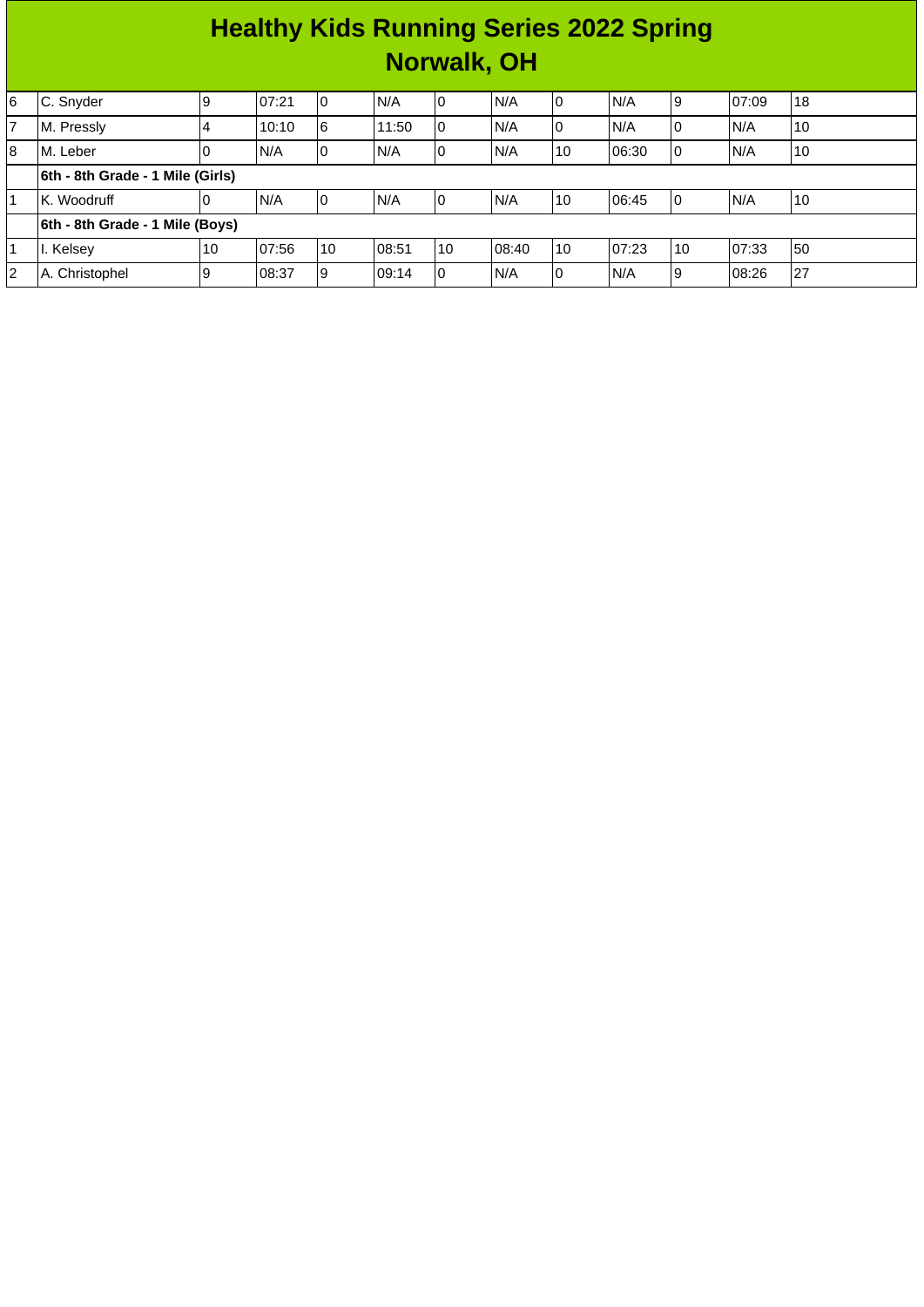# Healthy Kids Running Series 2022 Spring

## Norwalk, OH

| | | | | | | | | | | | | |
|---|---|---|---|---|---|---|---|---|---|---|---|---|
| 6 | C. Snyder | 9 | 07:21 | 0 | N/A | 0 | N/A | 0 | N/A | 9 | 07:09 | 18 |
| 7 | M. Pressly | 4 | 10:10 | 6 | 11:50 | 0 | N/A | 0 | N/A | 0 | N/A | 10 |
| 8 | M. Leber | 0 | N/A | 0 | N/A | 0 | N/A | 10 | 06:30 | 0 | N/A | 10 |
| | **6th - 8th Grade - 1 Mile (Girls)** | | | | | | | | | | | |
| 1 | K. Woodruff | 0 | N/A | 0 | N/A | 0 | N/A | 10 | 06:45 | 0 | N/A | 10 |
| | **6th - 8th Grade - 1 Mile (Boys)** | | | | | | | | | | | |
| 1 | I. Kelsey | 10 | 07:56 | 10 | 08:51 | 10 | 08:40 | 10 | 07:23 | 10 | 07:33 | 50 |
| 2 | A. Christophel | 9 | 08:37 | 9 | 09:14 | 0 | N/A | 0 | N/A | 9 | 08:26 | 27 |